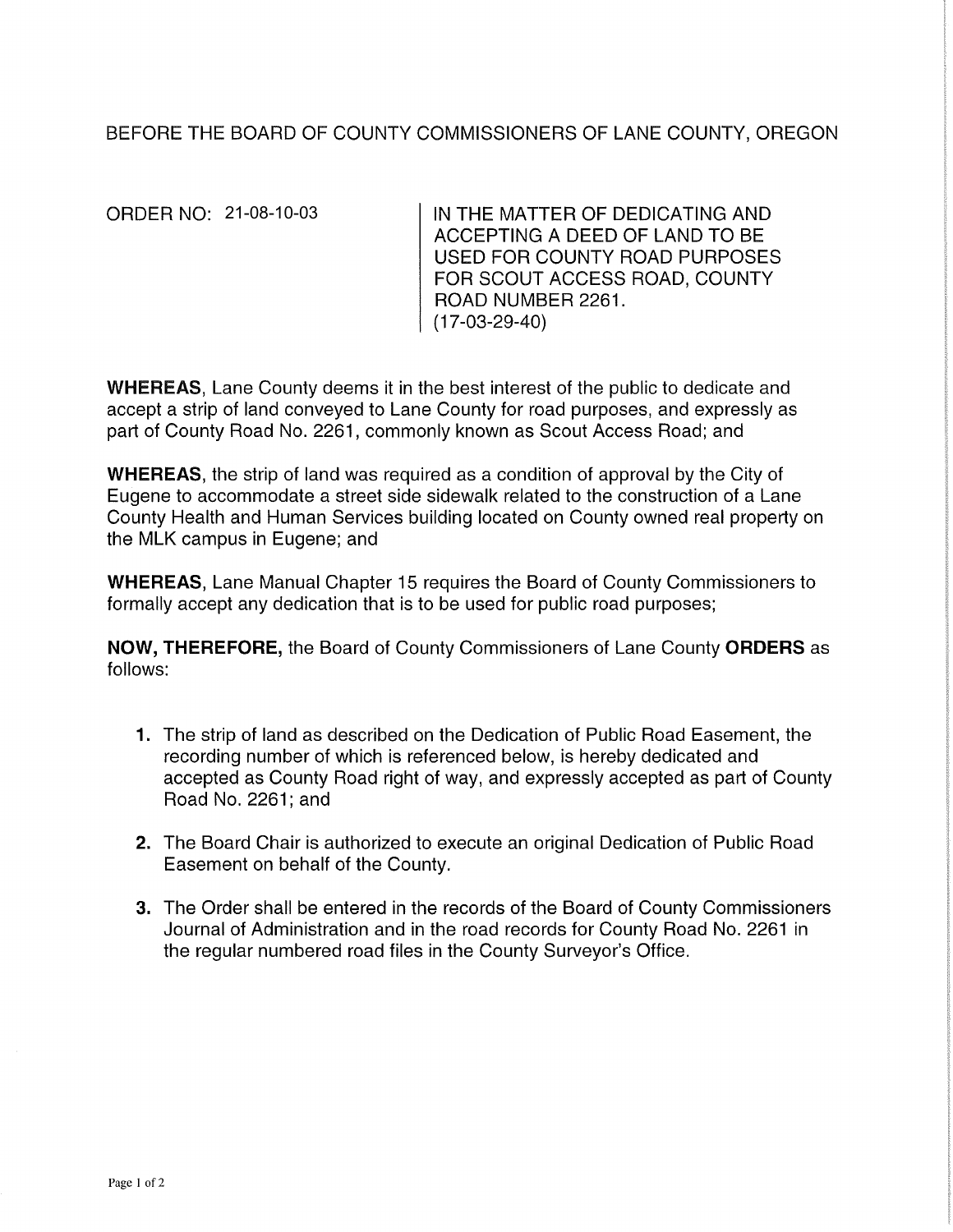BEFORE THE BOARD OF COUNTY COMMISSIONERS OF LANE COUNTY, OREGON

ORDER NO: 21-08-10-03

IN THE MATTER OF DEDICATING AND ACCEPTING A DEED OF LAND TO BE USED FOR COUNTY ROAD PURPOSES FOR SCOUT ACCESS ROAD, COUNTY ROAD NUMBER 2261. (17-03-29-40)

**WHEREAS**, Lane County deems it in the best interest of the public to dedicate and accept a strip of land conveyed to Lane County for road purposes, and expressly as part of County Road No. 2261, commonly known as Scout Access Road; and

**WHEREAS**, the strip of land was required as a condition of approval by the City of Eugene to accommodate a street side sidewalk related to the construction of a Lane County Health and Human Services building located on County owned real property on the MLK campus in Eugene; and

**WHEREAS**, Lane Manual Chapter 15 requires the Board of County Commissioners to formally accept any dedication that is to be used for public road purposes;

**NOW, THEREFORE,** the Board of County Commissioners of Lane County **ORDERS** as follows:

1. The strip of land as described on the Dedication of Public Road Easement, the recording number of which is referenced below, is hereby dedicated and accepted as County Road right of way, and expressly accepted as part of County Road No. 2261; and

2. The Board Chair is authorized to execute an original Dedication of Public Road Easement on behalf of the County.

3. The Order shall be entered in the records of the Board of County Commissioners Journal of Administration and in the road records for County Road No. 2261 in the regular numbered road files in the County Surveyor's Office.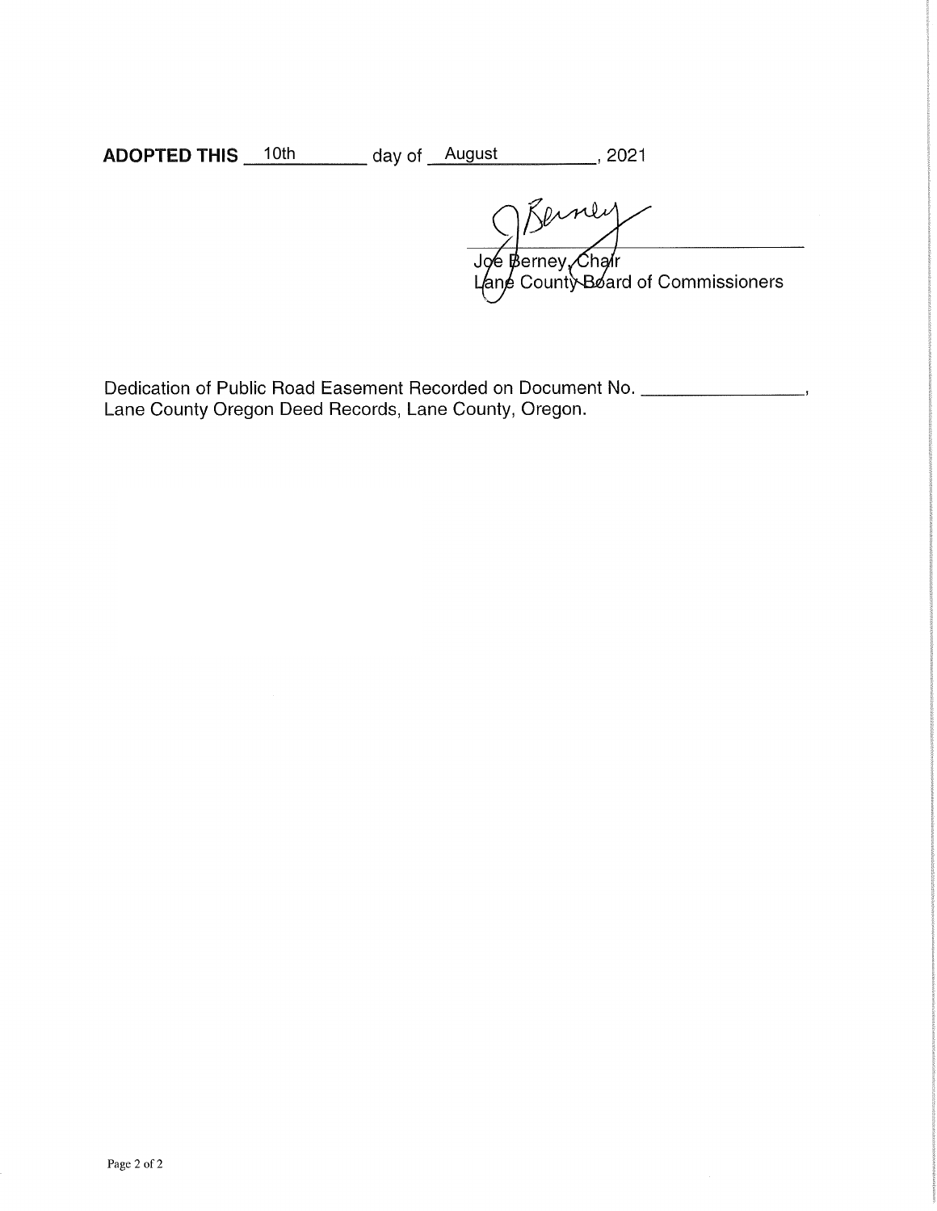**ADOPTED THIS** 10th day of August, 2021

Joe Berney, Chair
Lane County Board of Commissioners

Dedication of Public Road Easement Recorded on Document No. \_\_\_\_\_\_\_\_\_\_\_\_\_\_\_\_,
Lane County Oregon Deed Records, Lane County, Oregon.